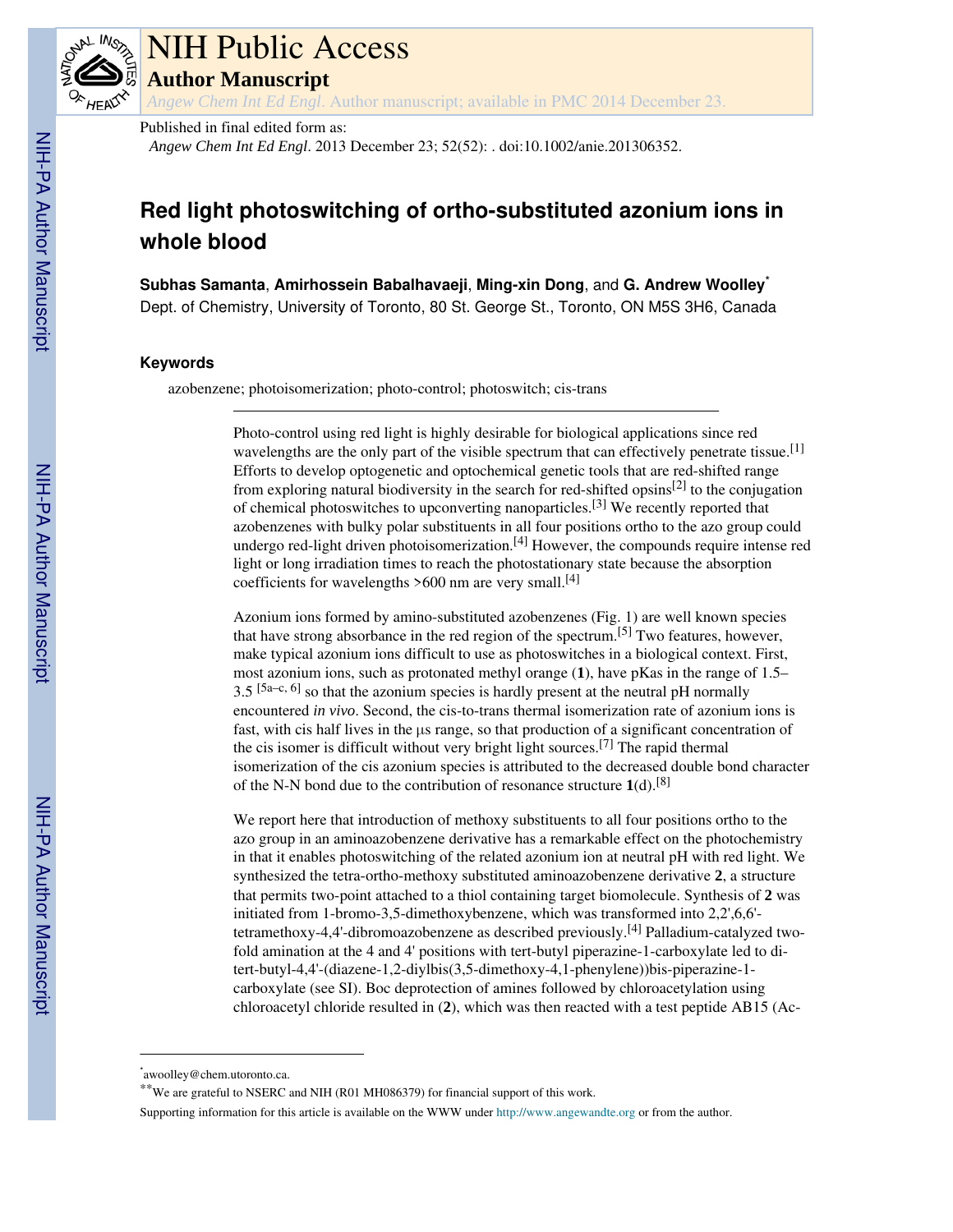# NIH Public Access

## Author Manuscript

*Angew Chem Int Ed Engl*. Author manuscript; available in PMC 2014 December 23.

Published in final edited form as:

*Angew Chem Int Ed Engl*. 2013 December 23; 52(52): . doi:10.1002/anie.201306352.

# Red light photoswitching of ortho-substituted azonium ions in whole blood

**Subhas Samanta**, **Amirhossein Babalhavaeji**, **Ming-xin Dong**, and **G. Andrew Woolley***

Dept. of Chemistry, University of Toronto, 80 St. George St., Toronto, ON M5S 3H6, Canada

### Keywords

azobenzene; photoisomerization; photo-control; photoswitch; cis-trans

---

Photo-control using red light is highly desirable for biological applications since red wavelengths are the only part of the visible spectrum that can effectively penetrate tissue.[1] Efforts to develop optogenetic and optochemical genetic tools that are red-shifted range from exploring natural biodiversity in the search for red-shifted opsins[2] to the conjugation of chemical photoswitches to upconverting nanoparticles.[3] We recently reported that azobenzenes with bulky polar substituents in all four positions ortho to the azo group could undergo red-light driven photoisomerization.[4] However, the compounds require intense red light or long irradiation times to reach the photostationary state because the absorption coefficients for wavelengths >600 nm are very small.[4]

Azonium ions formed by amino-substituted azobenzenes (Fig. 1) are well known species that have strong absorbance in the red region of the spectrum.[5] Two features, however, make typical azonium ions difficult to use as photoswitches in a biological context. First, most azonium ions, such as protonated methyl orange (**1**), have pKas in the range of 1.5–3.5 [5a–c, 6] so that the azonium species is hardly present at the neutral pH normally encountered *in vivo*. Second, the cis-to-trans thermal isomerization rate of azonium ions is fast, with cis half lives in the μs range, so that production of a significant concentration of the cis isomer is difficult without very bright light sources.[7] The rapid thermal isomerization of the cis azonium species is attributed to the decreased double bond character of the N-N bond due to the contribution of resonance structure **1**(d).[8]

We report here that introduction of methoxy substituents to all four positions ortho to the azo group in an aminoazobenzene derivative has a remarkable effect on the photochemistry in that it enables photoswitching of the related azonium ion at neutral pH with red light. We synthesized the tetra-ortho-methoxy substituted aminoazobenzene derivative **2**, a structure that permits two-point attached to a thiol containing target biomolecule. Synthesis of **2** was initiated from 1-bromo-3,5-dimethoxybenzene, which was transformed into 2,2',6,6'-tetramethoxy-4,4'-dibromoazobenzene as described previously.[4] Palladium-catalyzed two-fold amination at the 4 and 4' positions with tert-butyl piperazine-1-carboxylate led to di-tert-butyl-4,4'-(diazene-1,2-diylbis(3,5-dimethoxy-4,1-phenylene))bis-piperazine-1-carboxylate (see SI). Boc deprotection of amines followed by chloroacetylation using chloroacetyl chloride resulted in (**2**), which was then reacted with a test peptide AB15 (Ac-

---

*awoolley@chem.utoronto.ca.

**We are grateful to NSERC and NIH (R01 MH086379) for financial support of this work.

Supporting information for this article is available on the WWW under http://www.angewandte.org or from the author.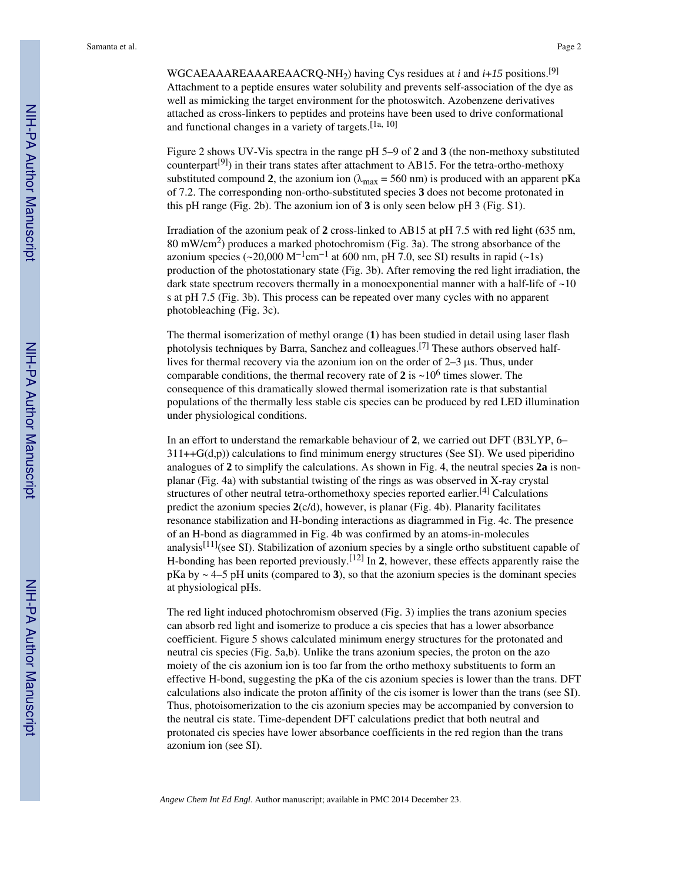WGCAEAAAREAAAREAACRQ-$NH_2$) having Cys residues at *i* and *i+15* positions.[9] Attachment to a peptide ensures water solubility and prevents self-association of the dye as well as mimicking the target environment for the photoswitch. Azobenzene derivatives attached as cross-linkers to peptides and proteins have been used to drive conformational and functional changes in a variety of targets.[1a, 10]

Figure 2 shows UV-Vis spectra in the range pH 5–9 of **2** and **3** (the non-methoxy substituted counterpart[9]) in their trans states after attachment to AB15. For the tetra-ortho-methoxy substituted compound **2**, the azonium ion ($\lambda_{max}$ = 560 nm) is produced with an apparent pKa of 7.2. The corresponding non-ortho-substituted species **3** does not become protonated in this pH range (Fig. 2b). The azonium ion of **3** is only seen below pH 3 (Fig. S1).

Irradiation of the azonium peak of **2** cross-linked to AB15 at pH 7.5 with red light (635 nm, 80 $mW/cm^2$) produces a marked photochromism (Fig. 3a). The strong absorbance of the azonium species (~20,000 $M^{-1}cm^{-1}$ at 600 nm, pH 7.0, see SI) results in rapid (~1s) production of the photostationary state (Fig. 3b). After removing the red light irradiation, the dark state spectrum recovers thermally in a monoexponential manner with a half-life of ~10 s at pH 7.5 (Fig. 3b). This process can be repeated over many cycles with no apparent photobleaching (Fig. 3c).

The thermal isomerization of methyl orange (**1**) has been studied in detail using laser flash photolysis techniques by Barra, Sanchez and colleagues.[7] These authors observed half-lives for thermal recovery via the azonium ion on the order of 2–3 μs. Thus, under comparable conditions, the thermal recovery rate of **2** is ~$10^6$ times slower. The consequence of this dramatically slowed thermal isomerization rate is that substantial populations of the thermally less stable cis species can be produced by red LED illumination under physiological conditions.

In an effort to understand the remarkable behaviour of **2**, we carried out DFT (B3LYP, 6–311++G(d,p)) calculations to find minimum energy structures (See SI). We used piperidino analogues of **2** to simplify the calculations. As shown in Fig. 4, the neutral species **2a** is non-planar (Fig. 4a) with substantial twisting of the rings as was observed in X-ray crystal structures of other neutral tetra-orthomethoxy species reported earlier.[4] Calculations predict the azonium species **2**(c/d), however, is planar (Fig. 4b). Planarity facilitates resonance stabilization and H-bonding interactions as diagrammed in Fig. 4c. The presence of an H-bond as diagrammed in Fig. 4b was confirmed by an atoms-in-molecules analysis[11](see SI). Stabilization of azonium species by a single ortho substituent capable of H-bonding has been reported previously.[12] In **2**, however, these effects apparently raise the pKa by ~ 4–5 pH units (compared to **3**), so that the azonium species is the dominant species at physiological pHs.

The red light induced photochromism observed (Fig. 3) implies the trans azonium species can absorb red light and isomerize to produce a cis species that has a lower absorbance coefficient. Figure 5 shows calculated minimum energy structures for the protonated and neutral cis species (Fig. 5a,b). Unlike the trans azonium species, the proton on the azo moiety of the cis azonium ion is too far from the ortho methoxy substituents to form an effective H-bond, suggesting the pKa of the cis azonium species is lower than the trans. DFT calculations also indicate the proton affinity of the cis isomer is lower than the trans (see SI). Thus, photoisomerization to the cis azonium species may be accompanied by conversion to the neutral cis state. Time-dependent DFT calculations predict that both neutral and protonated cis species have lower absorbance coefficients in the red region than the trans azonium ion (see SI).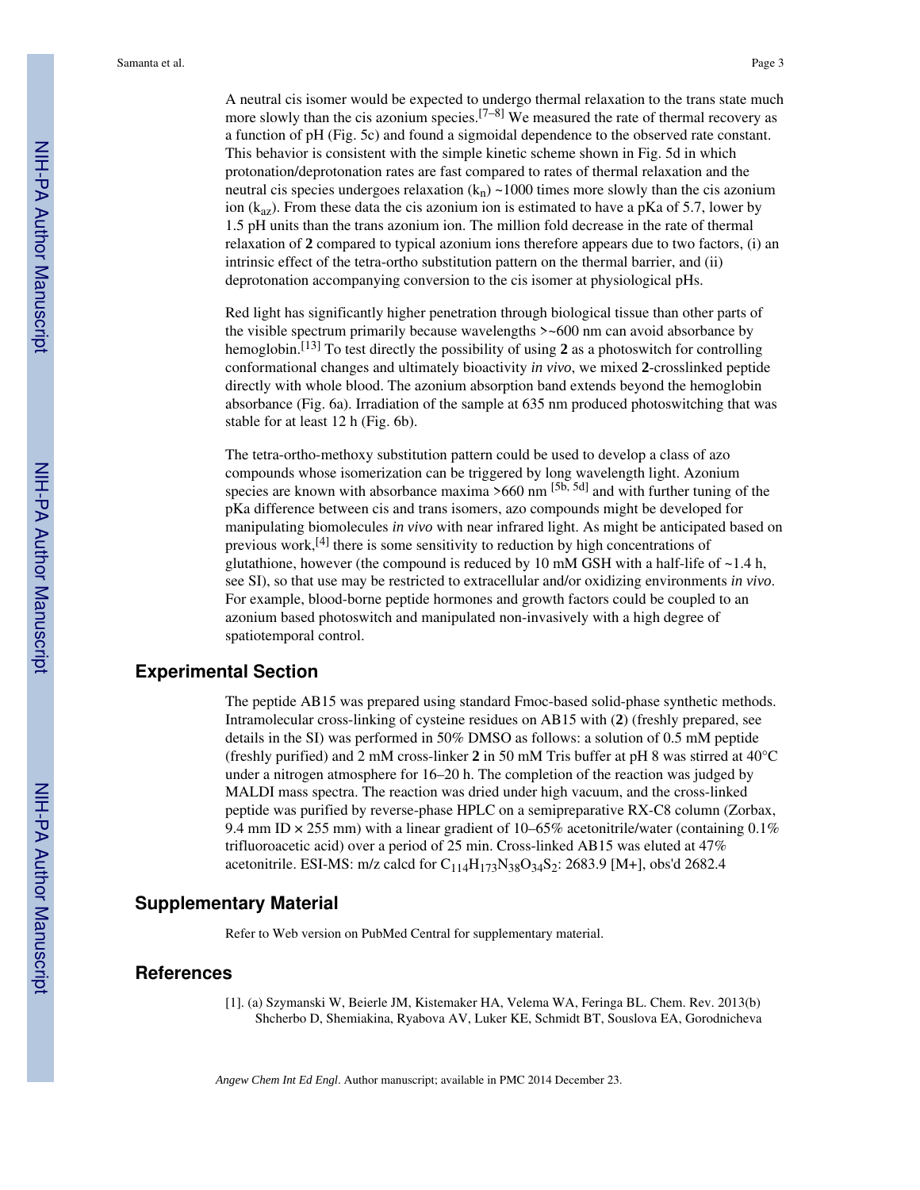A neutral cis isomer would be expected to undergo thermal relaxation to the trans state much more slowly than the cis azonium species.[7–8] We measured the rate of thermal recovery as a function of pH (Fig. 5c) and found a sigmoidal dependence to the observed rate constant. This behavior is consistent with the simple kinetic scheme shown in Fig. 5d in which protonation/deprotonation rates are fast compared to rates of thermal relaxation and the neutral cis species undergoes relaxation ($k_n$) ~1000 times more slowly than the cis azonium ion ($k_{az}$). From these data the cis azonium ion is estimated to have a pKa of 5.7, lower by 1.5 pH units than the trans azonium ion. The million fold decrease in the rate of thermal relaxation of **2** compared to typical azonium ions therefore appears due to two factors, (i) an intrinsic effect of the tetra-ortho substitution pattern on the thermal barrier, and (ii) deprotonation accompanying conversion to the cis isomer at physiological pHs.

Red light has significantly higher penetration through biological tissue than other parts of the visible spectrum primarily because wavelengths >~600 nm can avoid absorbance by hemoglobin.[13] To test directly the possibility of using **2** as a photoswitch for controlling conformational changes and ultimately bioactivity *in vivo*, we mixed **2**-crosslinked peptide directly with whole blood. The azonium absorption band extends beyond the hemoglobin absorbance (Fig. 6a). Irradiation of the sample at 635 nm produced photoswitching that was stable for at least 12 h (Fig. 6b).

The tetra-ortho-methoxy substitution pattern could be used to develop a class of azo compounds whose isomerization can be triggered by long wavelength light. Azonium species are known with absorbance maxima >660 nm [5b, 5d] and with further tuning of the pKa difference between cis and trans isomers, azo compounds might be developed for manipulating biomolecules *in vivo* with near infrared light. As might be anticipated based on previous work,[4] there is some sensitivity to reduction by high concentrations of glutathione, however (the compound is reduced by 10 mM GSH with a half-life of ~1.4 h, see SI), so that use may be restricted to extracellular and/or oxidizing environments *in vivo*. For example, blood-borne peptide hormones and growth factors could be coupled to an azonium based photoswitch and manipulated non-invasively with a high degree of spatiotemporal control.

## Experimental Section

The peptide AB15 was prepared using standard Fmoc-based solid-phase synthetic methods. Intramolecular cross-linking of cysteine residues on AB15 with (**2**) (freshly prepared, see details in the SI) was performed in 50% DMSO as follows: a solution of 0.5 mM peptide (freshly purified) and 2 mM cross-linker **2** in 50 mM Tris buffer at pH 8 was stirred at 40°C under a nitrogen atmosphere for 16–20 h. The completion of the reaction was judged by MALDI mass spectra. The reaction was dried under high vacuum, and the cross-linked peptide was purified by reverse-phase HPLC on a semipreparative RX-C8 column (Zorbax, 9.4 mm ID × 255 mm) with a linear gradient of 10–65% acetonitrile/water (containing 0.1% trifluoroacetic acid) over a period of 25 min. Cross-linked AB15 was eluted at 47% acetonitrile. ESI-MS: m/z calcd for $C_{114}H_{173}N_{38}O_{34}S_2$: 2683.9 [M+], obs'd 2682.4

## Supplementary Material

Refer to Web version on PubMed Central for supplementary material.

## References

[1]. (a) Szymanski W, Beierle JM, Kistemaker HA, Velema WA, Feringa BL. Chem. Rev. 2013(b) Shcherbo D, Shemiakina, Ryabova AV, Luker KE, Schmidt BT, Souslova EA, Gorodnicheva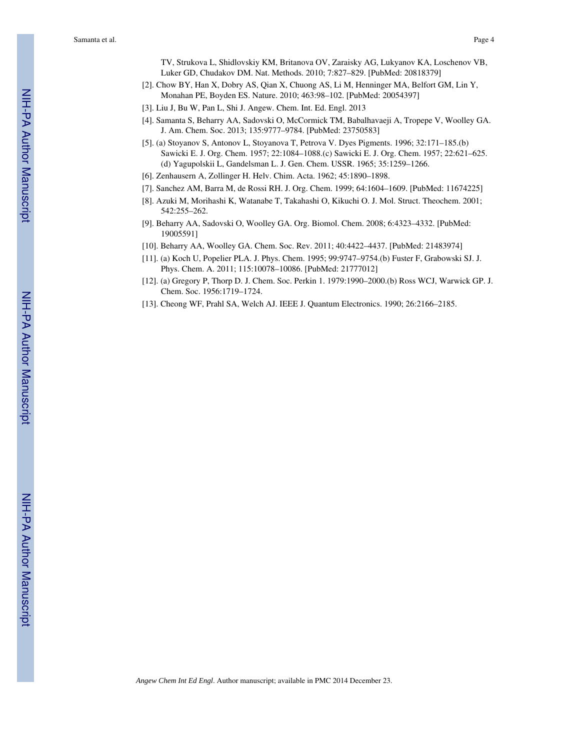TV, Strukova L, Shidlovskiy KM, Britanova OV, Zaraisky AG, Lukyanov KA, Loschenov VB, Luker GD, Chudakov DM. Nat. Methods. 2010; 7:827–829. [PubMed: 20818379]

[2]. Chow BY, Han X, Dobry AS, Qian X, Chuong AS, Li M, Henninger MA, Belfort GM, Lin Y, Monahan PE, Boyden ES. Nature. 2010; 463:98–102. [PubMed: 20054397]

[3]. Liu J, Bu W, Pan L, Shi J. Angew. Chem. Int. Ed. Engl. 2013

[4]. Samanta S, Beharry AA, Sadovski O, McCormick TM, Babalhavaeji A, Tropepe V, Woolley GA. J. Am. Chem. Soc. 2013; 135:9777–9784. [PubMed: 23750583]

[5]. (a) Stoyanov S, Antonov L, Stoyanova T, Petrova V. Dyes Pigments. 1996; 32:171–185.(b) Sawicki E. J. Org. Chem. 1957; 22:1084–1088.(c) Sawicki E. J. Org. Chem. 1957; 22:621–625. (d) Yagupolskii L, Gandelsman L. J. Gen. Chem. USSR. 1965; 35:1259–1266.

[6]. Zenhausern A, Zollinger H. Helv. Chim. Acta. 1962; 45:1890–1898.

[7]. Sanchez AM, Barra M, de Rossi RH. J. Org. Chem. 1999; 64:1604–1609. [PubMed: 11674225]

[8]. Azuki M, Morihashi K, Watanabe T, Takahashi O, Kikuchi O. J. Mol. Struct. Theochem. 2001; 542:255–262.

[9]. Beharry AA, Sadovski O, Woolley GA. Org. Biomol. Chem. 2008; 6:4323–4332. [PubMed: 19005591]

[10]. Beharry AA, Woolley GA. Chem. Soc. Rev. 2011; 40:4422–4437. [PubMed: 21483974]

[11]. (a) Koch U, Popelier PLA. J. Phys. Chem. 1995; 99:9747–9754.(b) Fuster F, Grabowski SJ. J. Phys. Chem. A. 2011; 115:10078–10086. [PubMed: 21777012]

[12]. (a) Gregory P, Thorp D. J. Chem. Soc. Perkin 1. 1979:1990–2000.(b) Ross WCJ, Warwick GP. J. Chem. Soc. 1956:1719–1724.

[13]. Cheong WF, Prahl SA, Welch AJ. IEEE J. Quantum Electronics. 1990; 26:2166–2185.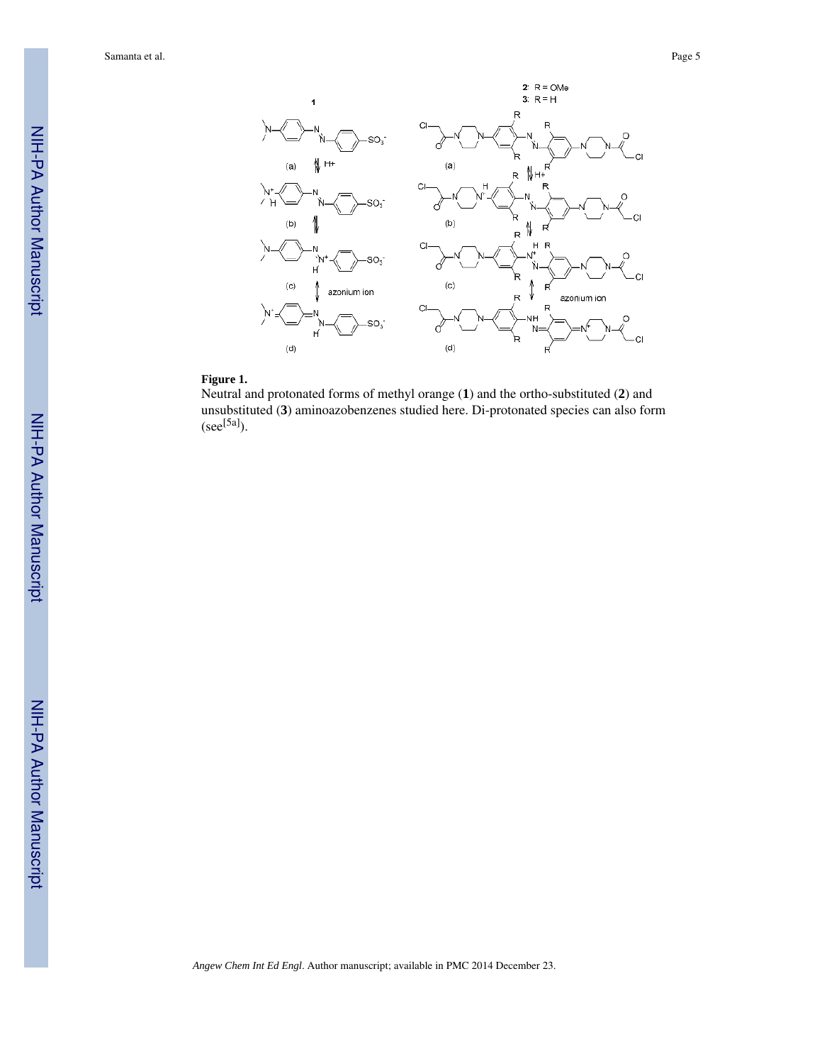**Figure 1.**

Neutral and protonated forms of methyl orange (**1**) and the ortho-substituted (**2**) and unsubstituted (**3**) aminoazobenzenes studied here. Di-protonated species can also form (see[5a]).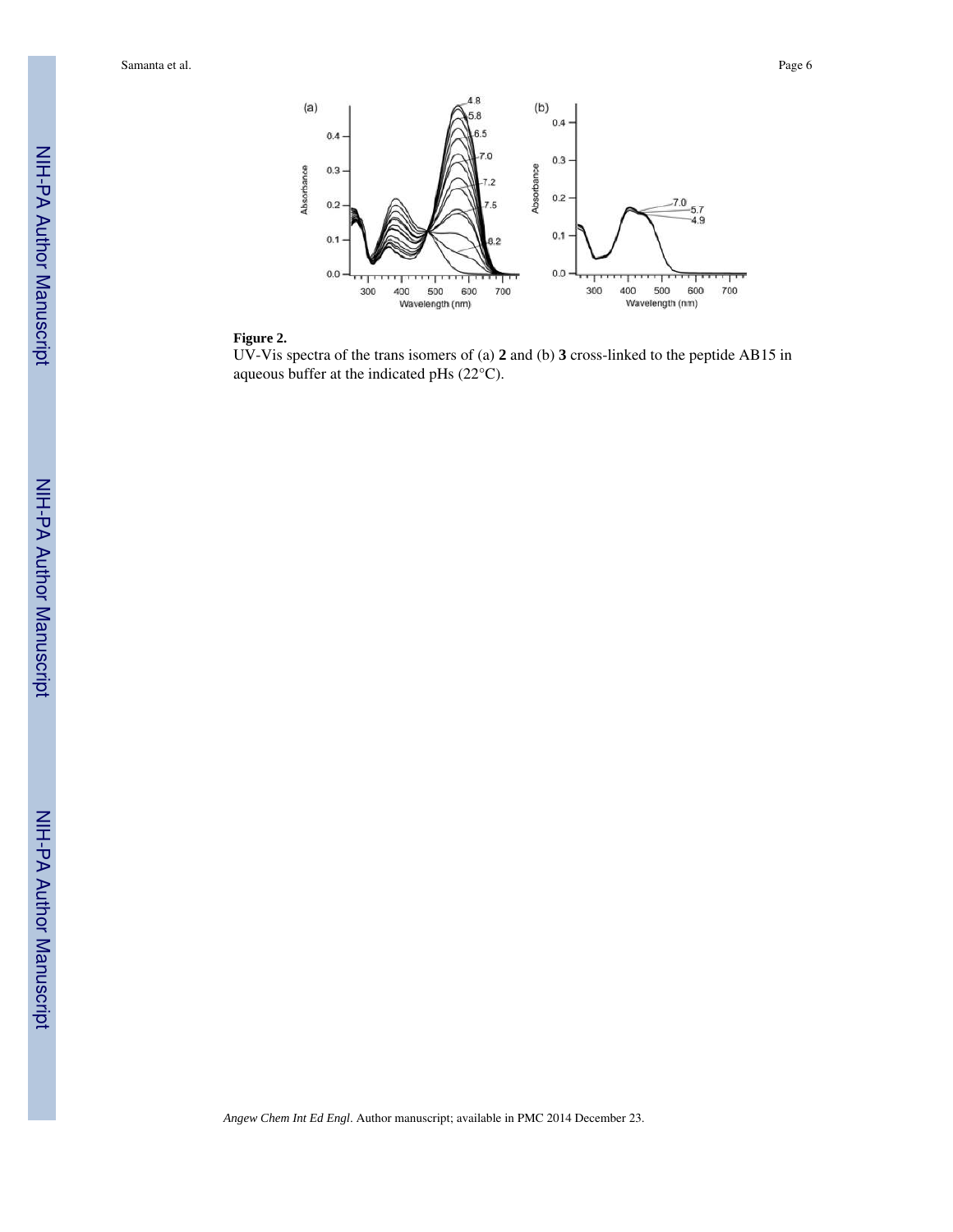**Figure 2.**

UV-Vis spectra of the trans isomers of (a) **2** and (b) **3** cross-linked to the peptide AB15 in aqueous buffer at the indicated pHs (22°C).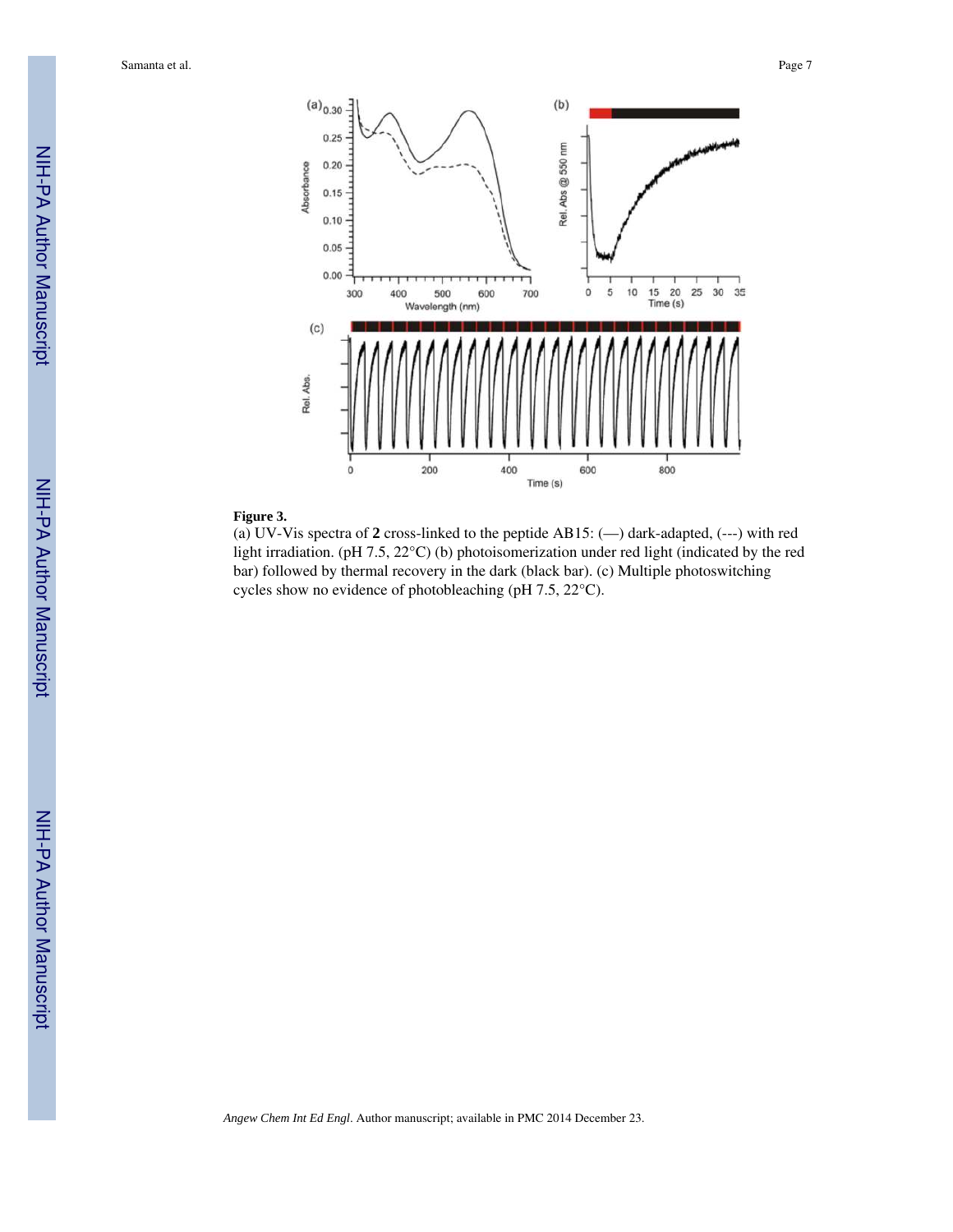**Figure 3.**

(a) UV-Vis spectra of **2** cross-linked to the peptide AB15: (—) dark-adapted, (---) with red light irradiation. (pH 7.5, 22°C) (b) photoisomerization under red light (indicated by the red bar) followed by thermal recovery in the dark (black bar). (c) Multiple photoswitching cycles show no evidence of photobleaching (pH 7.5, 22°C).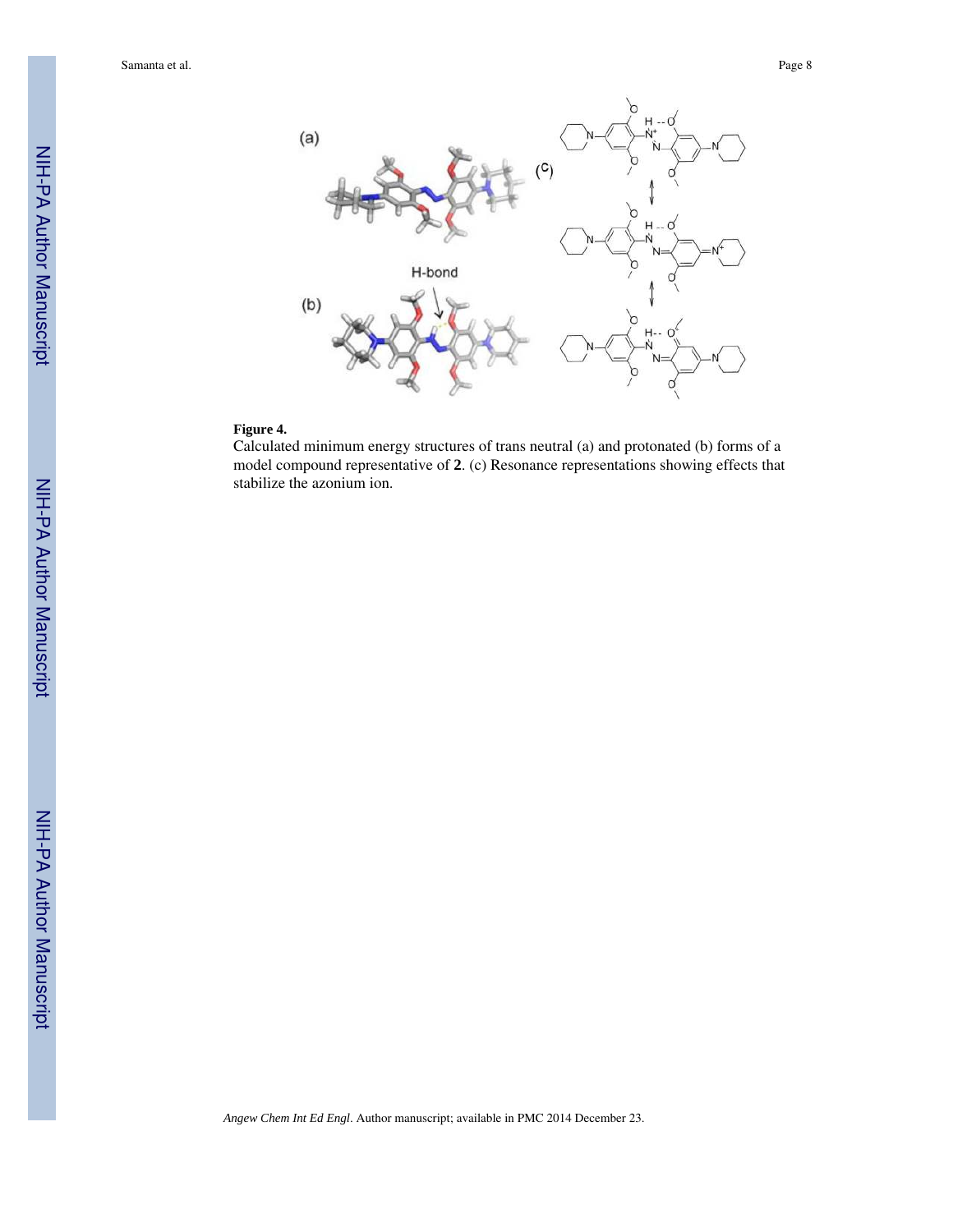**Figure 4.**

Calculated minimum energy structures of trans neutral (a) and protonated (b) forms of a model compound representative of **2**. (c) Resonance representations showing effects that stabilize the azonium ion.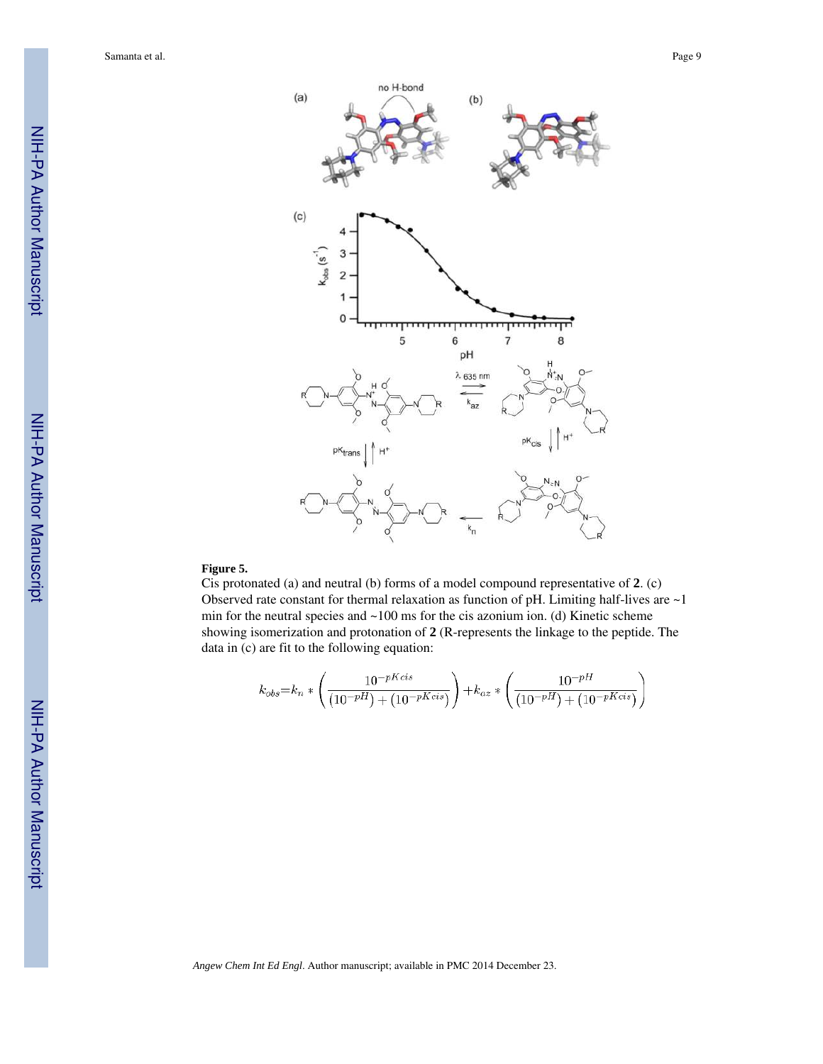**Figure 5.**

Cis protonated (a) and neutral (b) forms of a model compound representative of **2**. (c) Observed rate constant for thermal relaxation as function of pH. Limiting half-lives are ~1 min for the neutral species and ~100 ms for the cis azonium ion. (d) Kinetic scheme showing isomerization and protonation of **2** (R-represents the linkage to the peptide. The data in (c) are fit to the following equation:

$$k_{obs}=k_n * \left(\frac{10^{-pKcis}}{(10^{-pH})+(10^{-pKcis})}\right)+k_{az} * \left(\frac{10^{-pH}}{(10^{-pH})+(10^{-pKcis})}\right)$$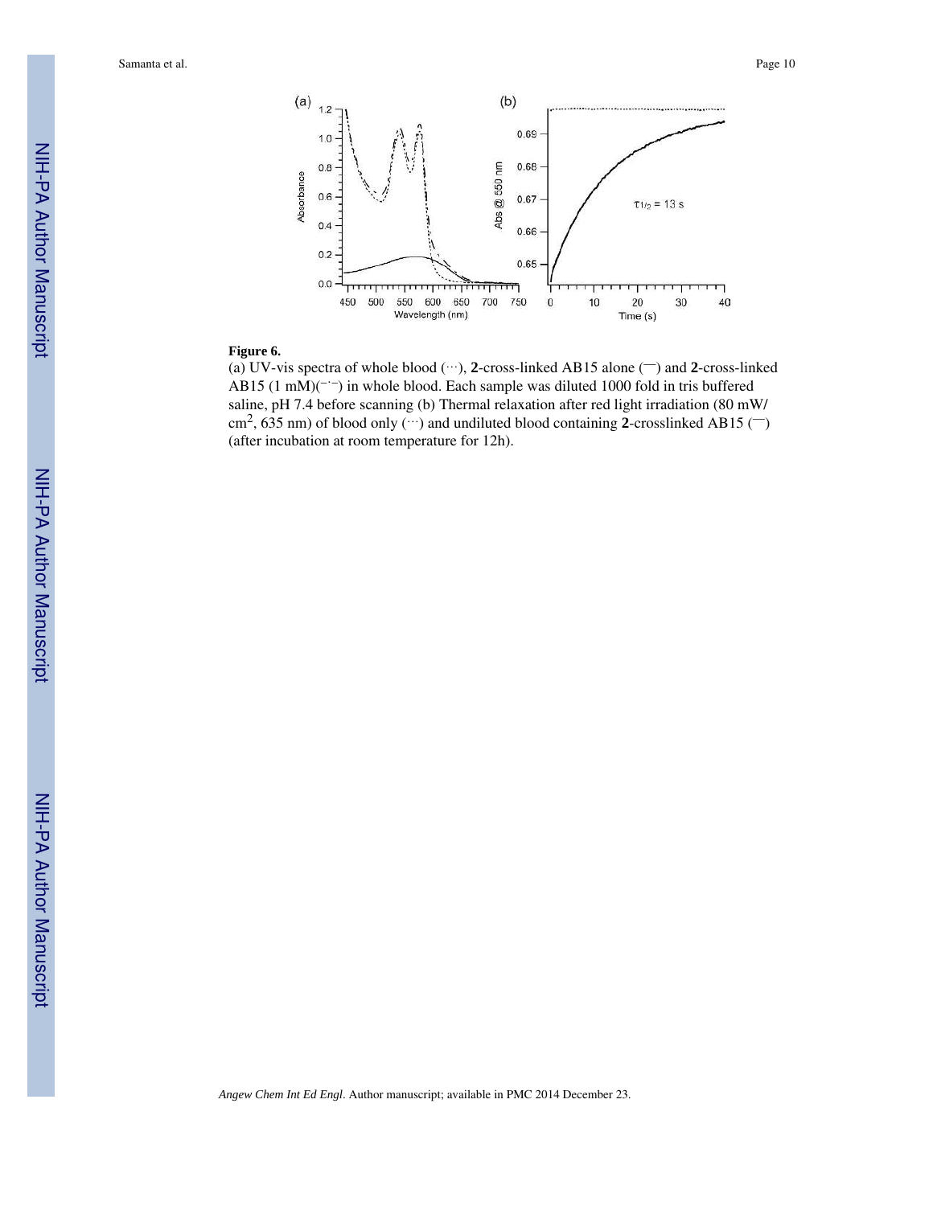(a)

1.2
1.0
0.8
0.6
0.4
0.2
0.0

Absorbance

450 500 550 600 650 700 750

Wavelength (nm)

(b)

0.69
0.68
0.67
0.66
0.65

Abs @ 550 nm

$\tau_{1/2}$ = 13 s

0 10 20 30 40

Time (s)

**Figure 6.**

(a) UV-vis spectra of whole blood (···), **2**-cross-linked AB15 alone (—) and **2**-cross-linked AB15 (1 mM)(-·-) in whole blood. Each sample was diluted 1000 fold in tris buffered saline, pH 7.4 before scanning (b) Thermal relaxation after red light irradiation (80 mW/cm$^2$, 635 nm) of blood only (···) and undiluted blood containing **2**-crosslinked AB15 (—) (after incubation at room temperature for 12h).